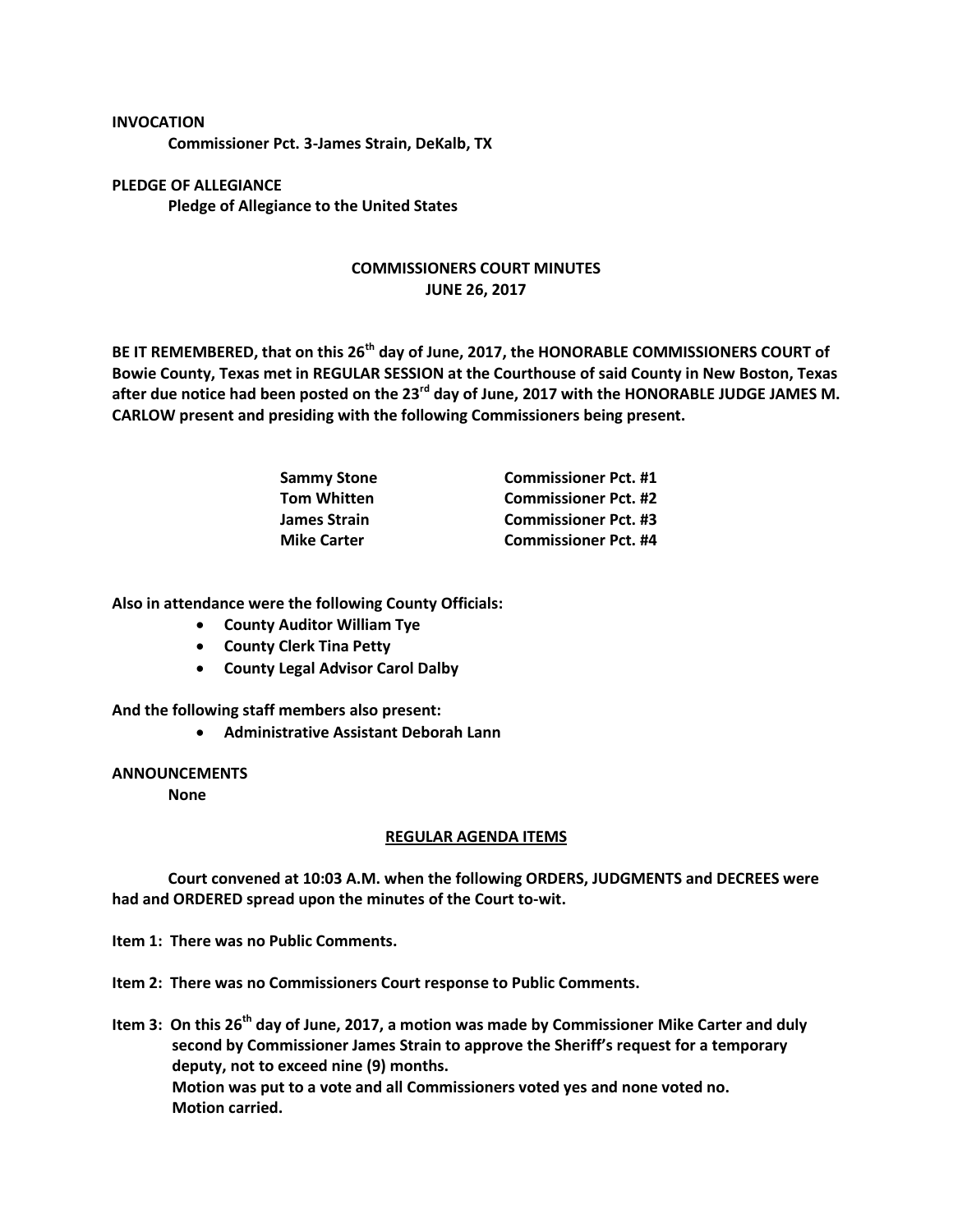**INVOCATION**

**Commissioner Pct. 3-James Strain, DeKalb, TX**

**PLEDGE OF ALLEGIANCE**

**Pledge of Allegiance to the United States**

## COMMISSIONERS COURT MINUTES
## JUNE 26, 2017

**BE IT REMEMBERED, that on this 26th day of June, 2017, the HONORABLE COMMISSIONERS COURT of Bowie County, Texas met in REGULAR SESSION at the Courthouse of said County in New Boston, Texas after due notice had been posted on the 23rd day of June, 2017 with the HONORABLE JUDGE JAMES M. CARLOW present and presiding with the following Commissioners being present.**

| | |
|---|---|
| **Sammy Stone** | **Commissioner Pct. #1** |
| **Tom Whitten** | **Commissioner Pct. #2** |
| **James Strain** | **Commissioner Pct. #3** |
| **Mike Carter** | **Commissioner Pct. #4** |

**Also in attendance were the following County Officials:**

- **County Auditor William Tye**
- **County Clerk Tina Petty**
- **County Legal Advisor Carol Dalby**

**And the following staff members also present:**

- **Administrative Assistant Deborah Lann**

**ANNOUNCEMENTS**

**None**

### REGULAR AGENDA ITEMS

**Court convened at 10:03 A.M. when the following ORDERS, JUDGMENTS and DECREES were had and ORDERED spread upon the minutes of the Court to-wit.**

**Item 1: There was no Public Comments.**

**Item 2: There was no Commissioners Court response to Public Comments.**

**Item 3: On this 26th day of June, 2017, a motion was made by Commissioner Mike Carter and duly second by Commissioner James Strain to approve the Sheriff's request for a temporary deputy, not to exceed nine (9) months.**
**Motion was put to a vote and all Commissioners voted yes and none voted no.**
**Motion carried.**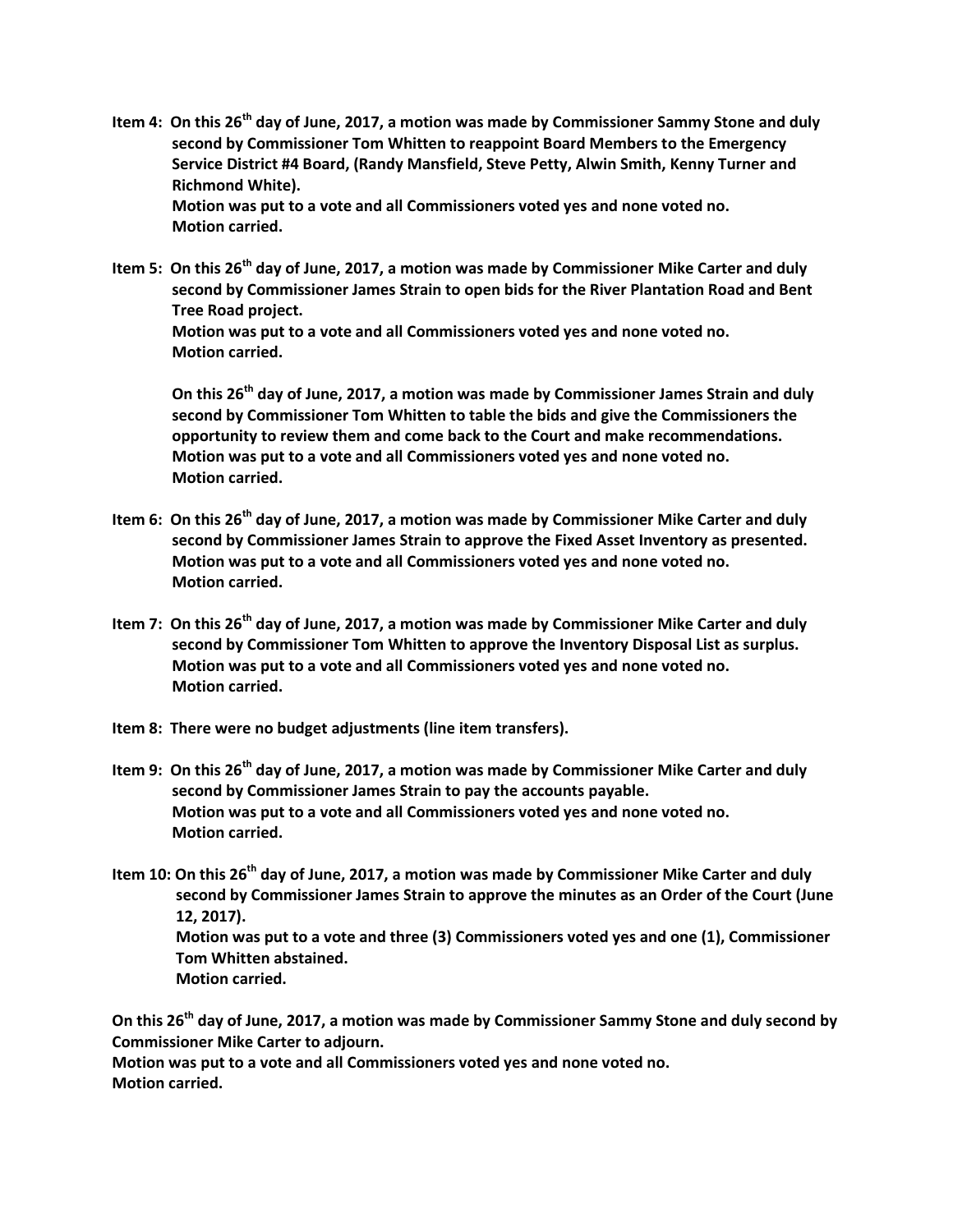**Item 4: On this 26th day of June, 2017, a motion was made by Commissioner Sammy Stone and duly second by Commissioner Tom Whitten to reappoint Board Members to the Emergency Service District #4 Board, (Randy Mansfield, Steve Petty, Alwin Smith, Kenny Turner and Richmond White).**
**Motion was put to a vote and all Commissioners voted yes and none voted no.**
**Motion carried.**

**Item 5: On this 26th day of June, 2017, a motion was made by Commissioner Mike Carter and duly second by Commissioner James Strain to open bids for the River Plantation Road and Bent Tree Road project.**
**Motion was put to a vote and all Commissioners voted yes and none voted no.**
**Motion carried.**

**On this 26th day of June, 2017, a motion was made by Commissioner James Strain and duly second by Commissioner Tom Whitten to table the bids and give the Commissioners the opportunity to review them and come back to the Court and make recommendations.**
**Motion was put to a vote and all Commissioners voted yes and none voted no.**
**Motion carried.**

**Item 6: On this 26th day of June, 2017, a motion was made by Commissioner Mike Carter and duly second by Commissioner James Strain to approve the Fixed Asset Inventory as presented.**
**Motion was put to a vote and all Commissioners voted yes and none voted no.**
**Motion carried.**

**Item 7: On this 26th day of June, 2017, a motion was made by Commissioner Mike Carter and duly second by Commissioner Tom Whitten to approve the Inventory Disposal List as surplus.**
**Motion was put to a vote and all Commissioners voted yes and none voted no.**
**Motion carried.**

**Item 8: There were no budget adjustments (line item transfers).**

**Item 9: On this 26th day of June, 2017, a motion was made by Commissioner Mike Carter and duly second by Commissioner James Strain to pay the accounts payable.**
**Motion was put to a vote and all Commissioners voted yes and none voted no.**
**Motion carried.**

**Item 10: On this 26th day of June, 2017, a motion was made by Commissioner Mike Carter and duly second by Commissioner James Strain to approve the minutes as an Order of the Court (June 12, 2017).**
**Motion was put to a vote and three (3) Commissioners voted yes and one (1), Commissioner Tom Whitten abstained.**
**Motion carried.**

**On this 26th day of June, 2017, a motion was made by Commissioner Sammy Stone and duly second by Commissioner Mike Carter to adjourn.**
**Motion was put to a vote and all Commissioners voted yes and none voted no.**
**Motion carried.**